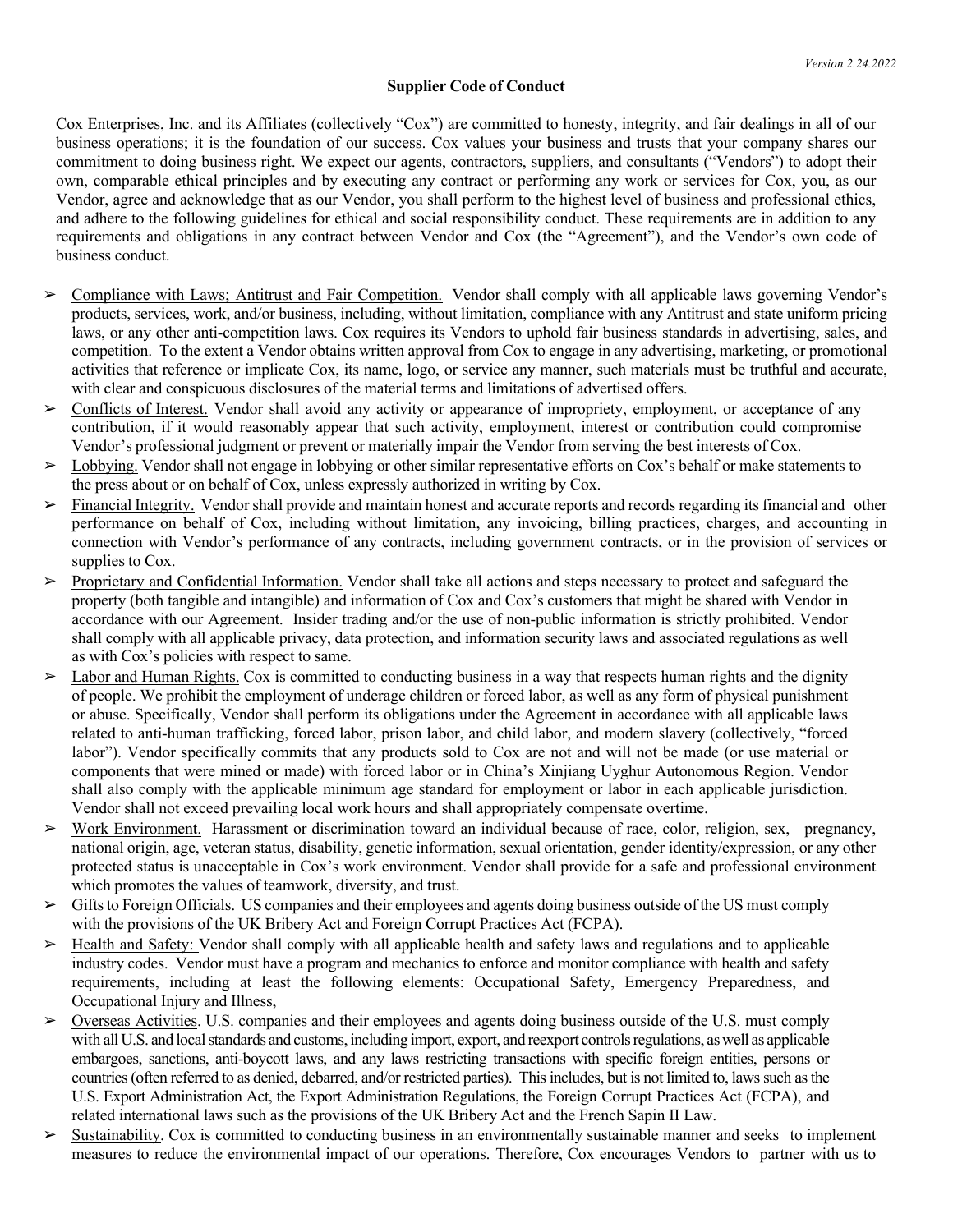*Version 2.24.2022*

**Supplier Code of Conduct**

Cox Enterprises, Inc. and its Affiliates (collectively "Cox") are committed to honesty, integrity, and fair dealings in all of our business operations; it is the foundation of our success. Cox values your business and trusts that your company shares our commitment to doing business right. We expect our agents, contractors, suppliers, and consultants ("Vendors") to adopt their own, comparable ethical principles and by executing any contract or performing any work or services for Cox, you, as our Vendor, agree and acknowledge that as our Vendor, you shall perform to the highest level of business and professional ethics, and adhere to the following guidelines for ethical and social responsibility conduct. These requirements are in addition to any requirements and obligations in any contract between Vendor and Cox (the "Agreement"), and the Vendor's own code of business conduct.

- <u>Compliance with Laws; Antitrust and Fair Competition.</u> Vendor shall comply with all applicable laws governing Vendor's products, services, work, and/or business, including, without limitation, compliance with any Antitrust and state uniform pricing laws, or any other anti-competition laws. Cox requires its Vendors to uphold fair business standards in advertising, sales, and competition. To the extent a Vendor obtains written approval from Cox to engage in any advertising, marketing, or promotional activities that reference or implicate Cox, its name, logo, or service any manner, such materials must be truthful and accurate, with clear and conspicuous disclosures of the material terms and limitations of advertised offers.
- <u>Conflicts of Interest.</u> Vendor shall avoid any activity or appearance of impropriety, employment, or acceptance of any contribution, if it would reasonably appear that such activity, employment, interest or contribution could compromise Vendor's professional judgment or prevent or materially impair the Vendor from serving the best interests of Cox.
- <u>Lobbying.</u> Vendor shall not engage in lobbying or other similar representative efforts on Cox's behalf or make statements to the press about or on behalf of Cox, unless expressly authorized in writing by Cox.
- <u>Financial Integrity.</u> Vendor shall provide and maintain honest and accurate reports and records regarding its financial and other performance on behalf of Cox, including without limitation, any invoicing, billing practices, charges, and accounting in connection with Vendor's performance of any contracts, including government contracts, or in the provision of services or supplies to Cox.
- <u>Proprietary and Confidential Information.</u> Vendor shall take all actions and steps necessary to protect and safeguard the property (both tangible and intangible) and information of Cox and Cox's customers that might be shared with Vendor in accordance with our Agreement. Insider trading and/or the use of non-public information is strictly prohibited. Vendor shall comply with all applicable privacy, data protection, and information security laws and associated regulations as well as with Cox's policies with respect to same.
- <u>Labor and Human Rights.</u> Cox is committed to conducting business in a way that respects human rights and the dignity of people. We prohibit the employment of underage children or forced labor, as well as any form of physical punishment or abuse. Specifically, Vendor shall perform its obligations under the Agreement in accordance with all applicable laws related to anti-human trafficking, forced labor, prison labor, and child labor, and modern slavery (collectively, "forced labor"). Vendor specifically commits that any products sold to Cox are not and will not be made (or use material or components that were mined or made) with forced labor or in China's Xinjiang Uyghur Autonomous Region. Vendor shall also comply with the applicable minimum age standard for employment or labor in each applicable jurisdiction. Vendor shall not exceed prevailing local work hours and shall appropriately compensate overtime.
- <u>Work Environment.</u> Harassment or discrimination toward an individual because of race, color, religion, sex, pregnancy, national origin, age, veteran status, disability, genetic information, sexual orientation, gender identity/expression, or any other protected status is unacceptable in Cox's work environment. Vendor shall provide for a safe and professional environment which promotes the values of teamwork, diversity, and trust.
- <u>Gifts to Foreign Officials</u>. US companies and their employees and agents doing business outside of the US must comply with the provisions of the UK Bribery Act and Foreign Corrupt Practices Act (FCPA).
- <u>Health and Safety:</u> Vendor shall comply with all applicable health and safety laws and regulations and to applicable industry codes. Vendor must have a program and mechanics to enforce and monitor compliance with health and safety requirements, including at least the following elements: Occupational Safety, Emergency Preparedness, and Occupational Injury and Illness,
- <u>Overseas Activities</u>. U.S. companies and their employees and agents doing business outside of the U.S. must comply with all U.S. and local standards and customs, including import, export, and reexport controls regulations, as well as applicable embargoes, sanctions, anti-boycott laws, and any laws restricting transactions with specific foreign entities, persons or countries (often referred to as denied, debarred, and/or restricted parties). This includes, but is not limited to, laws such as the U.S. Export Administration Act, the Export Administration Regulations, the Foreign Corrupt Practices Act (FCPA), and related international laws such as the provisions of the UK Bribery Act and the French Sapin II Law.
- <u>Sustainability</u>. Cox is committed to conducting business in an environmentally sustainable manner and seeks to implement measures to reduce the environmental impact of our operations. Therefore, Cox encourages Vendors to partner with us to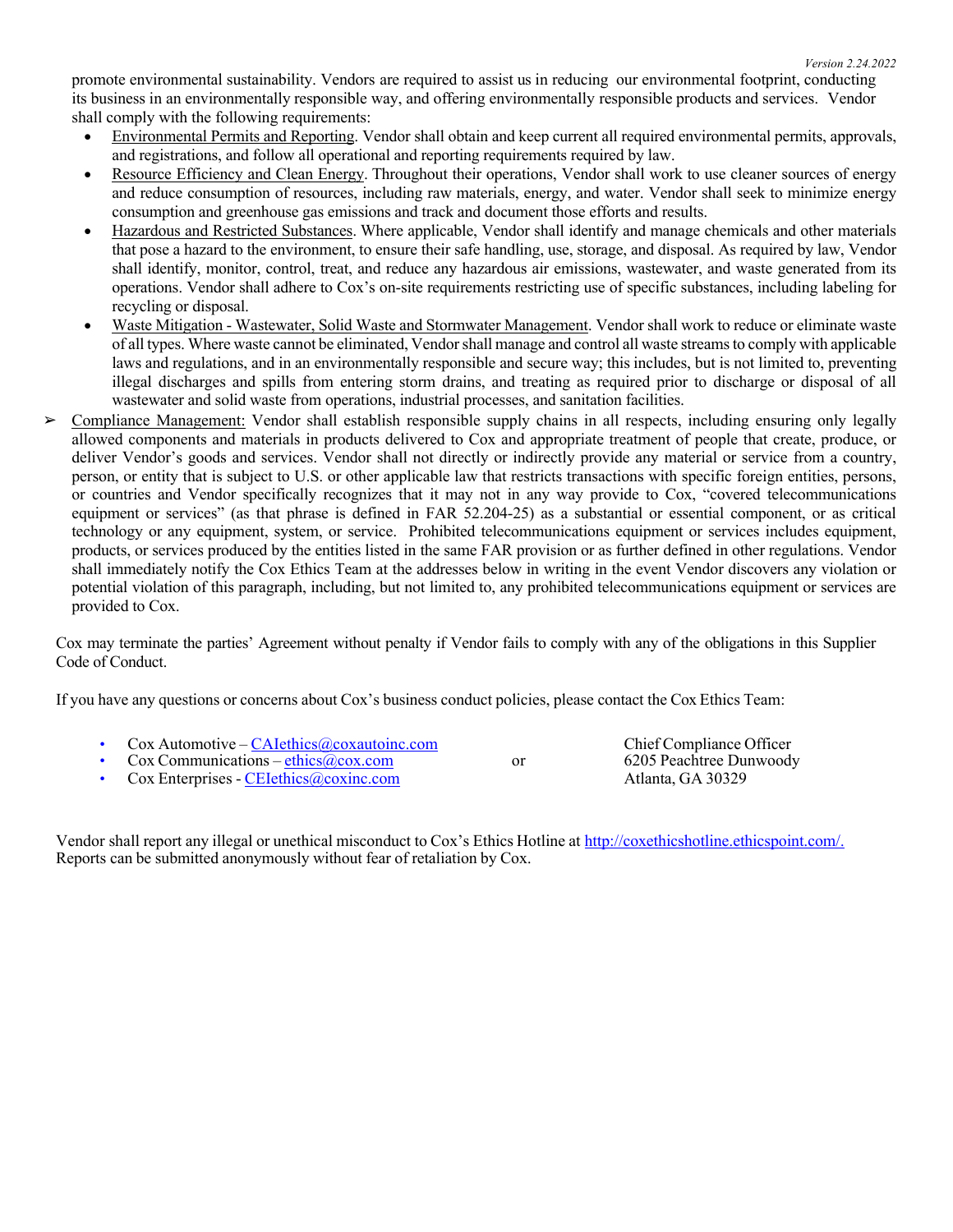promote environmental sustainability. Vendors are required to assist us in reducing our environmental footprint, conducting its business in an environmentally responsible way, and offering environmentally responsible products and services. Vendor shall comply with the following requirements:

- Environmental Permits and Reporting. Vendor shall obtain and keep current all required environmental permits, approvals, and registrations, and follow all operational and reporting requirements required by law.
- Resource Efficiency and Clean Energy. Throughout their operations, Vendor shall work to use cleaner sources of energy and reduce consumption of resources, including raw materials, energy, and water. Vendor shall seek to minimize energy consumption and greenhouse gas emissions and track and document those efforts and results.
- Hazardous and Restricted Substances. Where applicable, Vendor shall identify and manage chemicals and other materials that pose a hazard to the environment, to ensure their safe handling, use, storage, and disposal. As required by law, Vendor shall identify, monitor, control, treat, and reduce any hazardous air emissions, wastewater, and waste generated from its operations. Vendor shall adhere to Cox's on-site requirements restricting use of specific substances, including labeling for recycling or disposal.
- Waste Mitigation - Wastewater, Solid Waste and Stormwater Management. Vendor shall work to reduce or eliminate waste of all types. Where waste cannot be eliminated, Vendor shall manage and control all waste streams to comply with applicable laws and regulations, and in an environmentally responsible and secure way; this includes, but is not limited to, preventing illegal discharges and spills from entering storm drains, and treating as required prior to discharge or disposal of all wastewater and solid waste from operations, industrial processes, and sanitation facilities.

➢ Compliance Management: Vendor shall establish responsible supply chains in all respects, including ensuring only legally allowed components and materials in products delivered to Cox and appropriate treatment of people that create, produce, or deliver Vendor's goods and services. Vendor shall not directly or indirectly provide any material or service from a country, person, or entity that is subject to U.S. or other applicable law that restricts transactions with specific foreign entities, persons, or countries and Vendor specifically recognizes that it may not in any way provide to Cox, "covered telecommunications equipment or services" (as that phrase is defined in FAR 52.204-25) as a substantial or essential component, or as critical technology or any equipment, system, or service. Prohibited telecommunications equipment or services includes equipment, products, or services produced by the entities listed in the same FAR provision or as further defined in other regulations. Vendor shall immediately notify the Cox Ethics Team at the addresses below in writing in the event Vendor discovers any violation or potential violation of this paragraph, including, but not limited to, any prohibited telecommunications equipment or services are provided to Cox.

Cox may terminate the parties' Agreement without penalty if Vendor fails to comply with any of the obligations in this Supplier Code of Conduct.

If you have any questions or concerns about Cox's business conduct policies, please contact the Cox Ethics Team:

- Cox Automotive – CAIethics@coxautoinc.com
- Cox Communications – ethics@cox.com
- Cox Enterprises - CEIethics@coxinc.com

or

Chief Compliance Officer
6205 Peachtree Dunwoody
Atlanta, GA 30329

Vendor shall report any illegal or unethical misconduct to Cox's Ethics Hotline at http://coxethicshotline.ethicspoint.com/. Reports can be submitted anonymously without fear of retaliation by Cox.